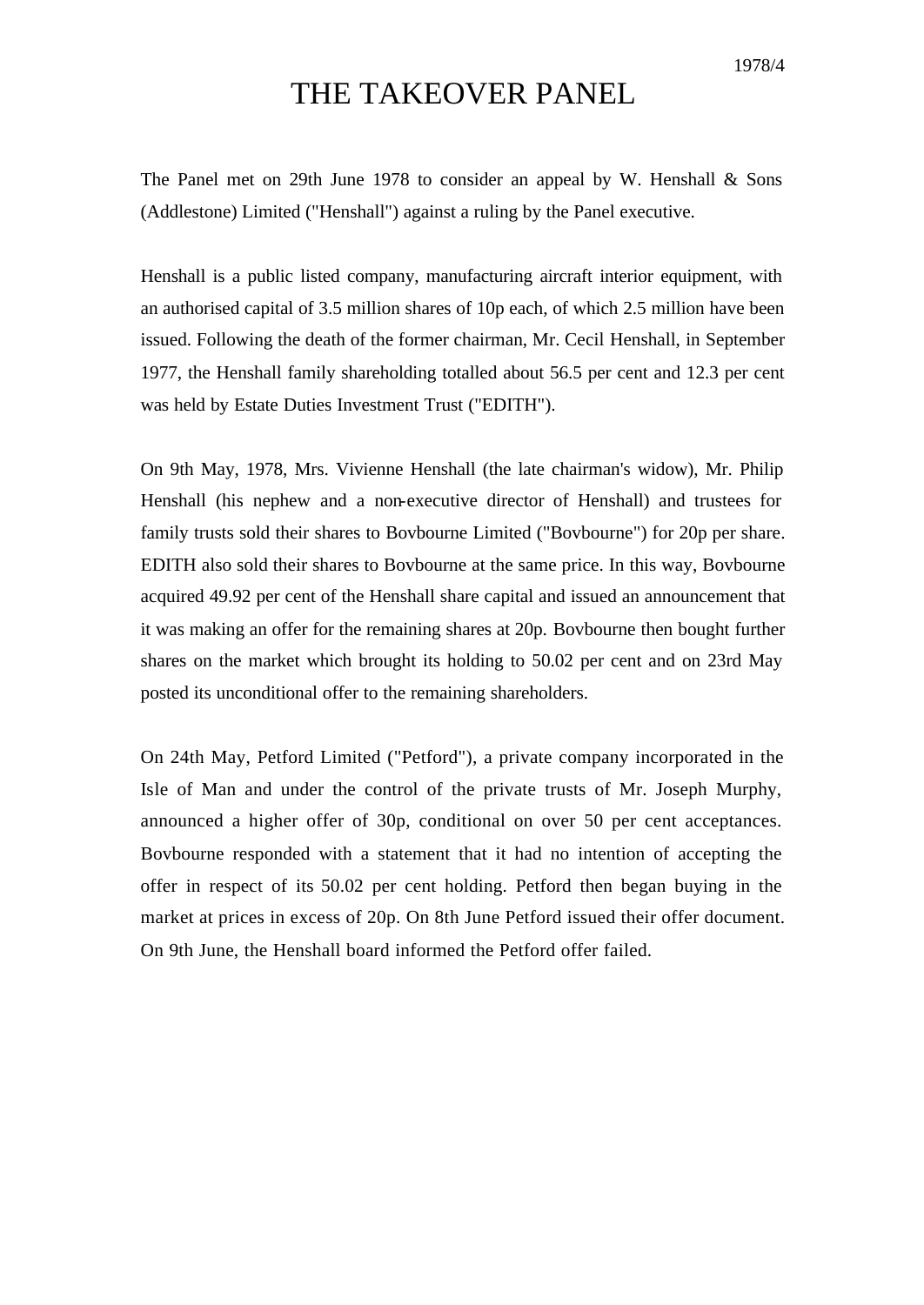1978/4

# THE TAKEOVER PANEL

The Panel met on 29th June 1978 to consider an appeal by W. Henshall & Sons (Addlestone) Limited ("Henshall") against a ruling by the Panel executive.

Henshall is a public listed company, manufacturing aircraft interior equipment, with an authorised capital of 3.5 million shares of 10p each, of which 2.5 million have been issued. Following the death of the former chairman, Mr. Cecil Henshall, in September 1977, the Henshall family shareholding totalled about 56.5 per cent and 12.3 per cent was held by Estate Duties Investment Trust ("EDITH").

On 9th May, 1978, Mrs. Vivienne Henshall (the late chairman's widow), Mr. Philip Henshall (his nephew and a non-executive director of Henshall) and trustees for family trusts sold their shares to Bovbourne Limited ("Bovbourne") for 20p per share. EDITH also sold their shares to Bovbourne at the same price. In this way, Bovbourne acquired 49.92 per cent of the Henshall share capital and issued an announcement that it was making an offer for the remaining shares at 20p. Bovbourne then bought further shares on the market which brought its holding to 50.02 per cent and on 23rd May posted its unconditional offer to the remaining shareholders.

On 24th May, Petford Limited ("Petford"), a private company incorporated in the Isle of Man and under the control of the private trusts of Mr. Joseph Murphy, announced a higher offer of 30p, conditional on over 50 per cent acceptances. Bovbourne responded with a statement that it had no intention of accepting the offer in respect of its 50.02 per cent holding. Petford then began buying in the market at prices in excess of 20p. On 8th June Petford issued their offer document. On 9th June, the Henshall board informed the Petford offer failed.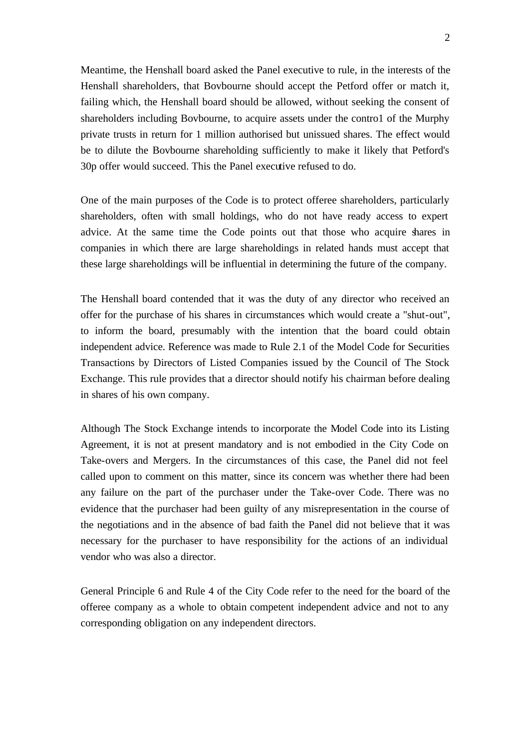Meantime, the Henshall board asked the Panel executive to rule, in the interests of the Henshall shareholders, that Bovbourne should accept the Petford offer or match it, failing which, the Henshall board should be allowed, without seeking the consent of shareholders including Bovbourne, to acquire assets under the contro1 of the Murphy private trusts in return for 1 million authorised but unissued shares. The effect would be to dilute the Bovbourne shareholding sufficiently to make it likely that Petford's 30p offer would succeed. This the Panel executive refused to do.

One of the main purposes of the Code is to protect offeree shareholders, particularly shareholders, often with small holdings, who do not have ready access to expert advice. At the same time the Code points out that those who acquire shares in companies in which there are large shareholdings in related hands must accept that these large shareholdings will be influential in determining the future of the company.

The Henshall board contended that it was the duty of any director who received an offer for the purchase of his shares in circumstances which would create a "shut-out", to inform the board, presumably with the intention that the board could obtain independent advice. Reference was made to Rule 2.1 of the Model Code for Securities Transactions by Directors of Listed Companies issued by the Council of The Stock Exchange. This rule provides that a director should notify his chairman before dealing in shares of his own company.

Although The Stock Exchange intends to incorporate the Model Code into its Listing Agreement, it is not at present mandatory and is not embodied in the City Code on Take-overs and Mergers. In the circumstances of this case, the Panel did not feel called upon to comment on this matter, since its concern was whether there had been any failure on the part of the purchaser under the Take-over Code. There was no evidence that the purchaser had been guilty of any misrepresentation in the course of the negotiations and in the absence of bad faith the Panel did not believe that it was necessary for the purchaser to have responsibility for the actions of an individual vendor who was also a director.

General Principle 6 and Rule 4 of the City Code refer to the need for the board of the offeree company as a whole to obtain competent independent advice and not to any corresponding obligation on any independent directors.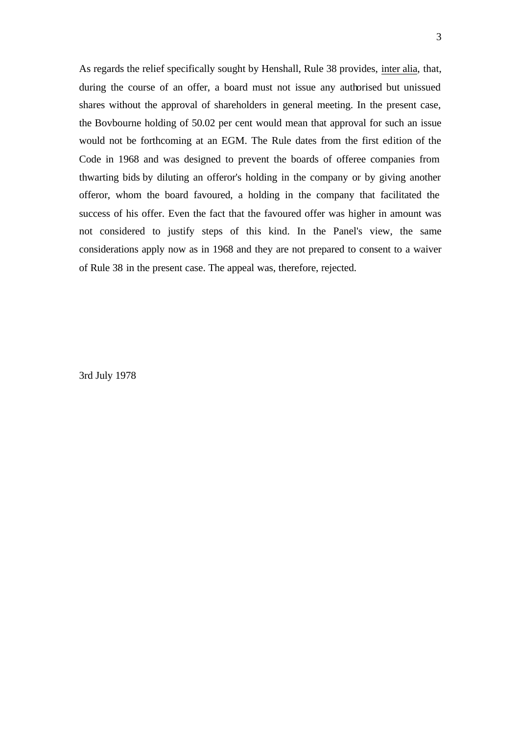As regards the relief specifically sought by Henshall, Rule 38 provides, inter alia, that, during the course of an offer, a board must not issue any authorised but unissued shares without the approval of shareholders in general meeting. In the present case, the Bovbourne holding of 50.02 per cent would mean that approval for such an issue would not be forthcoming at an EGM. The Rule dates from the first edition of the Code in 1968 and was designed to prevent the boards of offeree companies from thwarting bids by diluting an offeror's holding in the company or by giving another offeror, whom the board favoured, a holding in the company that facilitated the success of his offer. Even the fact that the favoured offer was higher in amount was not considered to justify steps of this kind. In the Panel's view, the same considerations apply now as in 1968 and they are not prepared to consent to a waiver of Rule 38 in the present case. The appeal was, therefore, rejected.

3rd July 1978